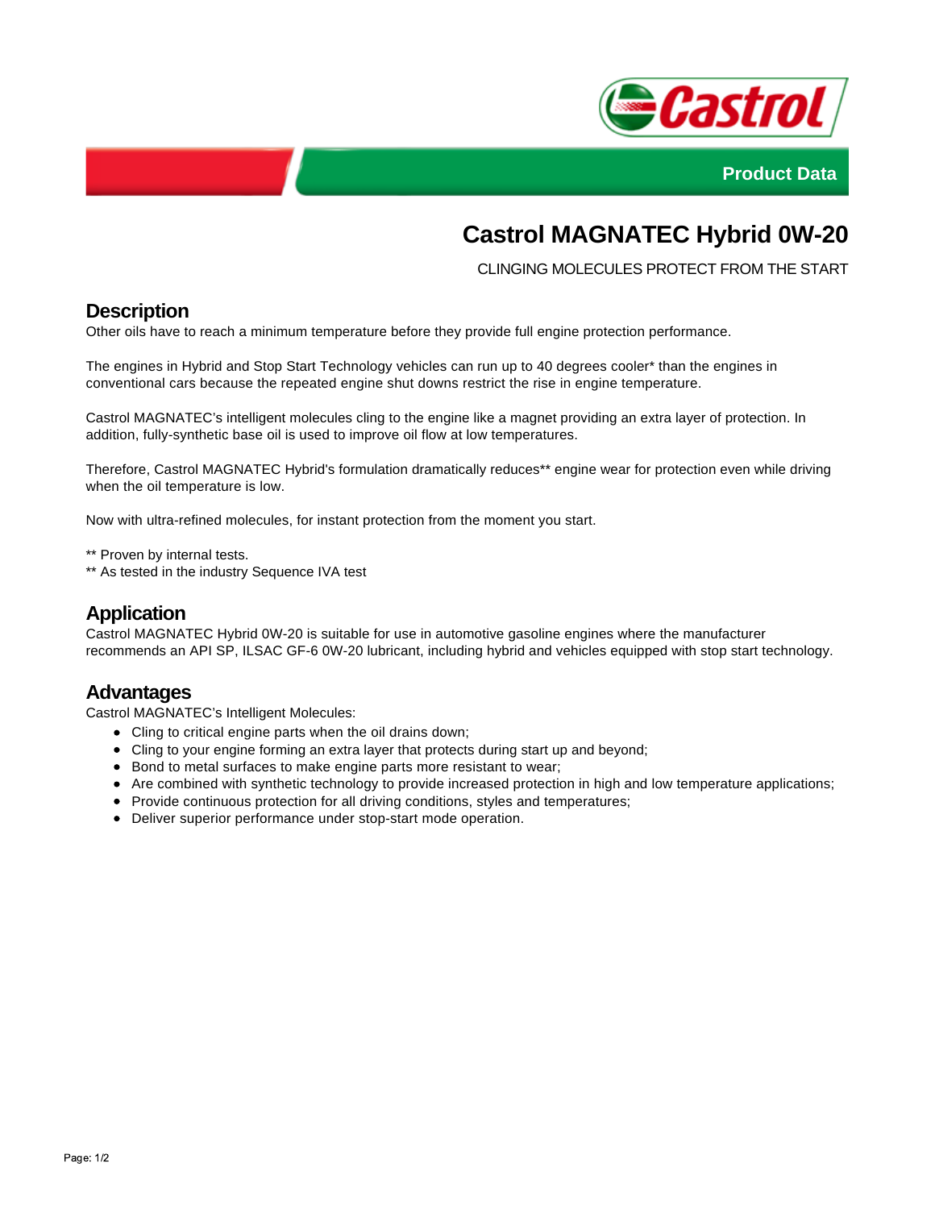Product Data

# Castrol MAGNATEC Hybrid 0W-20

CLINGING MOLECULES PROTECT FROM THE START

## Description

Other oils have to reach a minimum temperature before they provide full engine protection performance.

The engines in Hybrid and Stop Start Technology vehicles can run up to 40 degrees cooler* than the engines in conventional cars because the repeated engine shut downs restrict the rise in engine temperature.

Castrol MAGNATEC's intelligent molecules cling to the engine like a magnet providing an extra layer of protection. In addition, fully-synthetic base oil is used to improve oil flow at low temperatures.

Therefore, Castrol MAGNATEC Hybrid's formulation dramatically reduces** engine wear for protection even while driving when the oil temperature is low.

Now with ultra-refined molecules, for instant protection from the moment you start.

** Proven by internal tests.
** As tested in the industry Sequence IVA test

## Application

Castrol MAGNATEC Hybrid 0W-20 is suitable for use in automotive gasoline engines where the manufacturer recommends an API SP, ILSAC GF-6 0W-20 lubricant, including hybrid and vehicles equipped with stop start technology.

## Advantages

Castrol MAGNATEC's Intelligent Molecules:

- Cling to critical engine parts when the oil drains down;
- Cling to your engine forming an extra layer that protects during start up and beyond;
- Bond to metal surfaces to make engine parts more resistant to wear;
- Are combined with synthetic technology to provide increased protection in high and low temperature applications;
- Provide continuous protection for all driving conditions, styles and temperatures;
- Deliver superior performance under stop-start mode operation.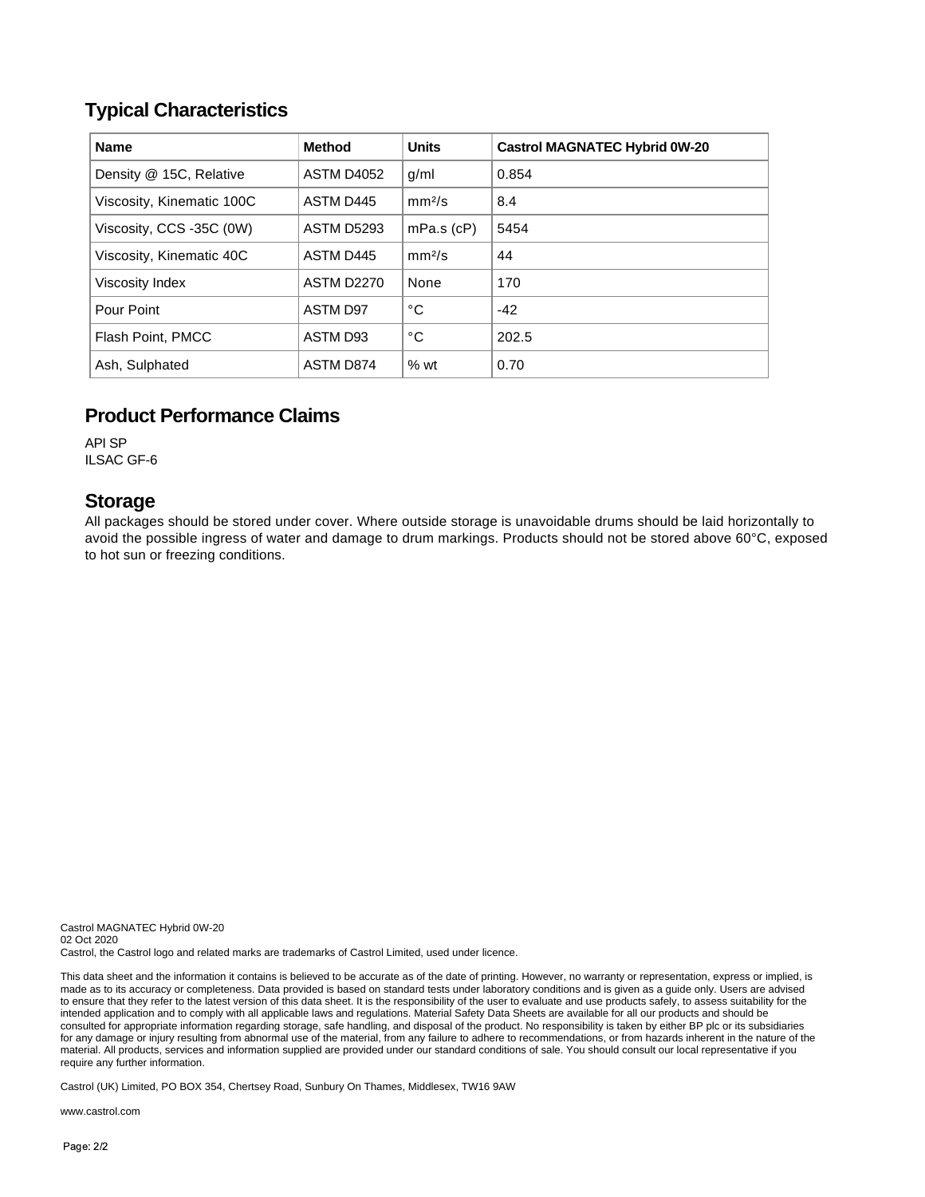## Typical Characteristics

| Name | Method | Units | Castrol MAGNATEC Hybrid 0W-20 |
|---|---|---|---|
| Density @ 15C, Relative | ASTM D4052 | g/ml | 0.854 |
| Viscosity, Kinematic 100C | ASTM D445 | $mm^2/s$ | 8.4 |
| Viscosity, CCS -35C (0W) | ASTM D5293 | mPa.s (cP) | 5454 |
| Viscosity, Kinematic 40C | ASTM D445 | $mm^2/s$ | 44 |
| Viscosity Index | ASTM D2270 | None | 170 |
| Pour Point | ASTM D97 | °C | -42 |
| Flash Point, PMCC | ASTM D93 | °C | 202.5 |
| Ash, Sulphated | ASTM D874 | % wt | 0.70 |

## Product Performance Claims

API SP
ILSAC GF-6

## Storage

All packages should be stored under cover. Where outside storage is unavoidable drums should be laid horizontally to avoid the possible ingress of water and damage to drum markings. Products should not be stored above 60°C, exposed to hot sun or freezing conditions.

Castrol MAGNATEC Hybrid 0W-20
02 Oct 2020
Castrol, the Castrol logo and related marks are trademarks of Castrol Limited, used under licence.

This data sheet and the information it contains is believed to be accurate as of the date of printing. However, no warranty or representation, express or implied, is made as to its accuracy or completeness. Data provided is based on standard tests under laboratory conditions and is given as a guide only. Users are advised to ensure that they refer to the latest version of this data sheet. It is the responsibility of the user to evaluate and use products safely, to assess suitability for the intended application and to comply with all applicable laws and regulations. Material Safety Data Sheets are available for all our products and should be consulted for appropriate information regarding storage, safe handling, and disposal of the product. No responsibility is taken by either BP plc or its subsidiaries for any damage or injury resulting from abnormal use of the material, from any failure to adhere to recommendations, or from hazards inherent in the nature of the material. All products, services and information supplied are provided under our standard conditions of sale. You should consult our local representative if you require any further information.

Castrol (UK) Limited, PO BOX 354, Chertsey Road, Sunbury On Thames, Middlesex, TW16 9AW

www.castrol.com